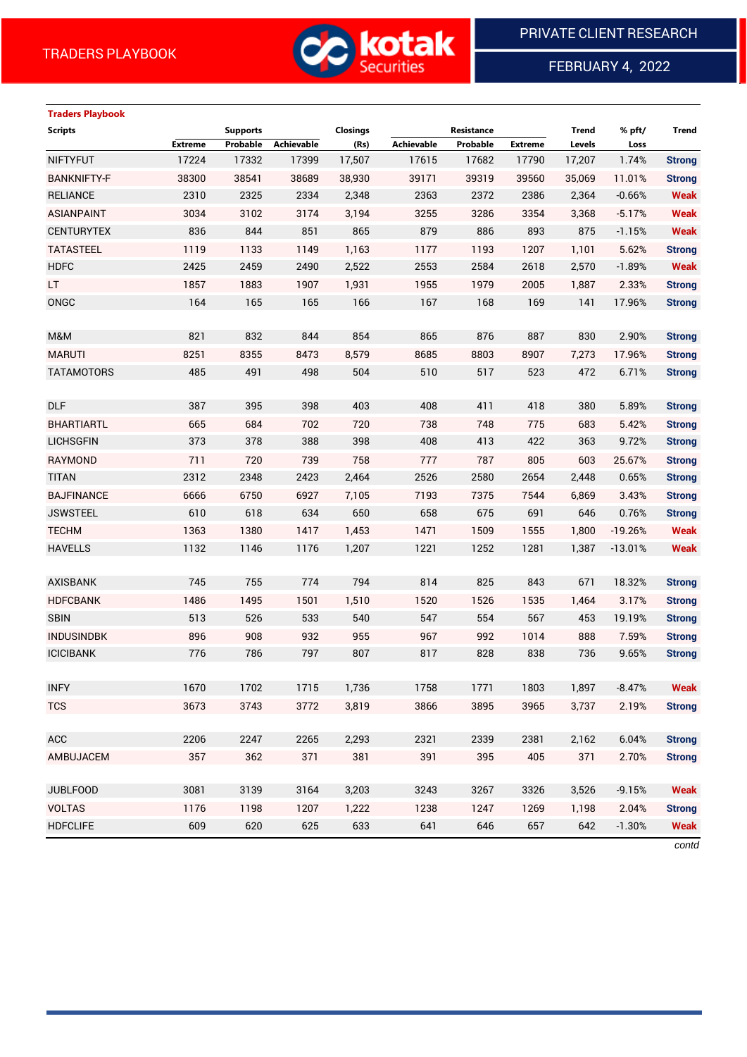TRADERS PLAYBOOK

PRIVATE CLIENT RESEARCH

FEBRUARY 4, 2022

### Traders Playbook

| Scripts | Supports | | | Closings | Resistance | | | Trend | % pft/ | Trend |
|---|---|---|---|---|---|---|---|---|---|---|
| | Extreme | Probable | Achievable | (Rs) | Achievable | Probable | Extreme | Levels | Loss | |
| NIFTYFUT | 17224 | 17332 | 17399 | 17,507 | 17615 | 17682 | 17790 | 17,207 | 1.74% | Strong |
| BANKNIFTY-F | 38300 | 38541 | 38689 | 38,930 | 39171 | 39319 | 39560 | 35,069 | 11.01% | Strong |
| RELIANCE | 2310 | 2325 | 2334 | 2,348 | 2363 | 2372 | 2386 | 2,364 | -0.66% | Weak |
| ASIANPAINT | 3034 | 3102 | 3174 | 3,194 | 3255 | 3286 | 3354 | 3,368 | -5.17% | Weak |
| CENTURYTEX | 836 | 844 | 851 | 865 | 879 | 886 | 893 | 875 | -1.15% | Weak |
| TATASTEEL | 1119 | 1133 | 1149 | 1,163 | 1177 | 1193 | 1207 | 1,101 | 5.62% | Strong |
| HDFC | 2425 | 2459 | 2490 | 2,522 | 2553 | 2584 | 2618 | 2,570 | -1.89% | Weak |
| LT | 1857 | 1883 | 1907 | 1,931 | 1955 | 1979 | 2005 | 1,887 | 2.33% | Strong |
| ONGC | 164 | 165 | 165 | 166 | 167 | 168 | 169 | 141 | 17.96% | Strong |
| | | | | | | | | | | |
| M&M | 821 | 832 | 844 | 854 | 865 | 876 | 887 | 830 | 2.90% | Strong |
| MARUTI | 8251 | 8355 | 8473 | 8,579 | 8685 | 8803 | 8907 | 7,273 | 17.96% | Strong |
| TATAMOTORS | 485 | 491 | 498 | 504 | 510 | 517 | 523 | 472 | 6.71% | Strong |
| | | | | | | | | | | |
| DLF | 387 | 395 | 398 | 403 | 408 | 411 | 418 | 380 | 5.89% | Strong |
| BHARTIARTL | 665 | 684 | 702 | 720 | 738 | 748 | 775 | 683 | 5.42% | Strong |
| LICHSGFIN | 373 | 378 | 388 | 398 | 408 | 413 | 422 | 363 | 9.72% | Strong |
| RAYMOND | 711 | 720 | 739 | 758 | 777 | 787 | 805 | 603 | 25.67% | Strong |
| TITAN | 2312 | 2348 | 2423 | 2,464 | 2526 | 2580 | 2654 | 2,448 | 0.65% | Strong |
| BAJFINANCE | 6666 | 6750 | 6927 | 7,105 | 7193 | 7375 | 7544 | 6,869 | 3.43% | Strong |
| JSWSTEEL | 610 | 618 | 634 | 650 | 658 | 675 | 691 | 646 | 0.76% | Strong |
| TECHM | 1363 | 1380 | 1417 | 1,453 | 1471 | 1509 | 1555 | 1,800 | -19.26% | Weak |
| HAVELLS | 1132 | 1146 | 1176 | 1,207 | 1221 | 1252 | 1281 | 1,387 | -13.01% | Weak |
| | | | | | | | | | | |
| AXISBANK | 745 | 755 | 774 | 794 | 814 | 825 | 843 | 671 | 18.32% | Strong |
| HDFCBANK | 1486 | 1495 | 1501 | 1,510 | 1520 | 1526 | 1535 | 1,464 | 3.17% | Strong |
| SBIN | 513 | 526 | 533 | 540 | 547 | 554 | 567 | 453 | 19.19% | Strong |
| INDUSINDBK | 896 | 908 | 932 | 955 | 967 | 992 | 1014 | 888 | 7.59% | Strong |
| ICICIBANK | 776 | 786 | 797 | 807 | 817 | 828 | 838 | 736 | 9.65% | Strong |
| | | | | | | | | | | |
| INFY | 1670 | 1702 | 1715 | 1,736 | 1758 | 1771 | 1803 | 1,897 | -8.47% | Weak |
| TCS | 3673 | 3743 | 3772 | 3,819 | 3866 | 3895 | 3965 | 3,737 | 2.19% | Strong |
| | | | | | | | | | | |
| ACC | 2206 | 2247 | 2265 | 2,293 | 2321 | 2339 | 2381 | 2,162 | 6.04% | Strong |
| AMBUJACEM | 357 | 362 | 371 | 381 | 391 | 395 | 405 | 371 | 2.70% | Strong |
| | | | | | | | | | | |
| JUBLFOOD | 3081 | 3139 | 3164 | 3,203 | 3243 | 3267 | 3326 | 3,526 | -9.15% | Weak |
| VOLTAS | 1176 | 1198 | 1207 | 1,222 | 1238 | 1247 | 1269 | 1,198 | 2.04% | Strong |
| HDFCLIFE | 609 | 620 | 625 | 633 | 641 | 646 | 657 | 642 | -1.30% | Weak |

*contd*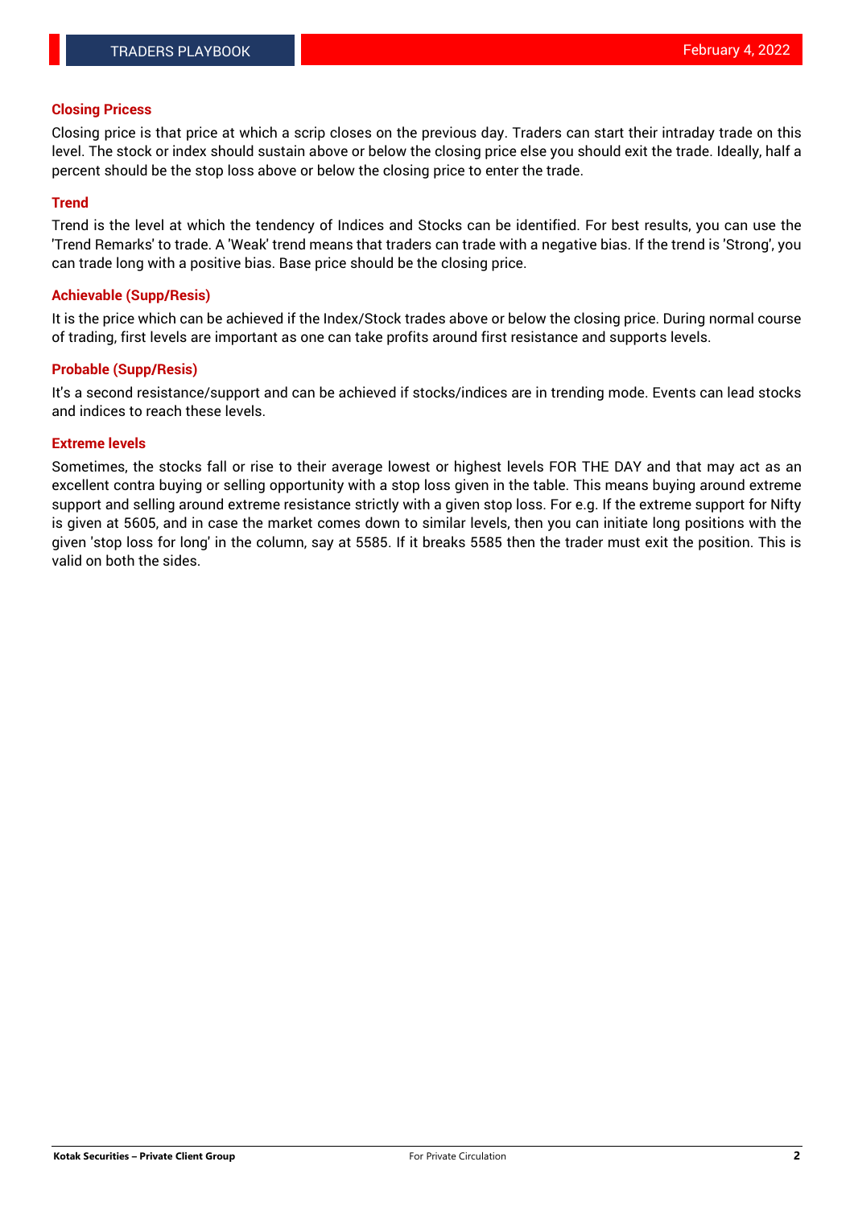## Closing Pricess

Closing price is that price at which a scrip closes on the previous day. Traders can start their intraday trade on this level. The stock or index should sustain above or below the closing price else you should exit the trade. Ideally, half a percent should be the stop loss above or below the closing price to enter the trade.

## Trend

Trend is the level at which the tendency of Indices and Stocks can be identified. For best results, you can use the 'Trend Remarks' to trade. A 'Weak' trend means that traders can trade with a negative bias. If the trend is 'Strong', you can trade long with a positive bias. Base price should be the closing price.

## Achievable (Supp/Resis)

It is the price which can be achieved if the Index/Stock trades above or below the closing price. During normal course of trading, first levels are important as one can take profits around first resistance and supports levels.

## Probable (Supp/Resis)

It's a second resistance/support and can be achieved if stocks/indices are in trending mode. Events can lead stocks and indices to reach these levels.

## Extreme levels

Sometimes, the stocks fall or rise to their average lowest or highest levels FOR THE DAY and that may act as an excellent contra buying or selling opportunity with a stop loss given in the table. This means buying around extreme support and selling around extreme resistance strictly with a given stop loss. For e.g. If the extreme support for Nifty is given at 5605, and in case the market comes down to similar levels, then you can initiate long positions with the given 'stop loss for long' in the column, say at 5585. If it breaks 5585 then the trader must exit the position. This is valid on both the sides.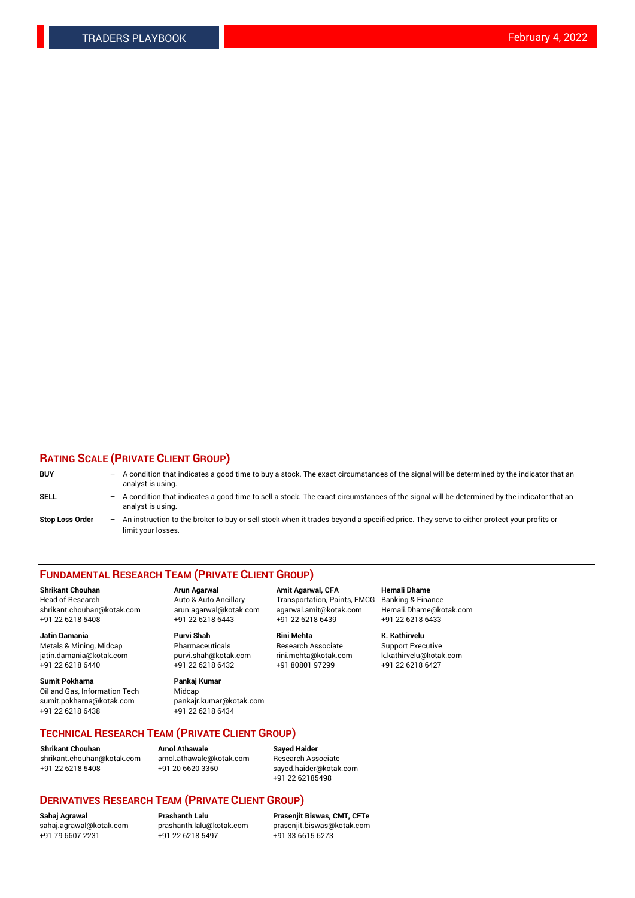## RATING SCALE (PRIVATE CLIENT GROUP)

**BUY** – A condition that indicates a good time to buy a stock. The exact circumstances of the signal will be determined by the indicator that an analyst is using.

**SELL** – A condition that indicates a good time to sell a stock. The exact circumstances of the signal will be determined by the indicator that an analyst is using.

**Stop Loss Order** – An instruction to the broker to buy or sell stock when it trades beyond a specified price. They serve to either protect your profits or limit your losses.

## FUNDAMENTAL RESEARCH TEAM (PRIVATE CLIENT GROUP)

**Shrikant Chouhan**
Head of Research
shrikant.chouhan@kotak.com
+91 22 6218 5408

**Arun Agarwal**
Auto & Auto Ancillary
arun.agarwal@kotak.com
+91 22 6218 6443

**Amit Agarwal, CFA**
Transportation, Paints, FMCG
agarwal.amit@kotak.com
+91 22 6218 6439

**Hemali Dhame**
Banking & Finance
Hemali.Dhame@kotak.com
+91 22 6218 6433

**Jatin Damania**
Metals & Mining, Midcap
jatin.damania@kotak.com
+91 22 6218 6440

**Purvi Shah**
Pharmaceuticals
purvi.shah@kotak.com
+91 22 6218 6432

**Rini Mehta**
Research Associate
rini.mehta@kotak.com
+91 80801 97299

**K. Kathirvelu**
Support Executive
k.kathirvelu@kotak.com
+91 22 6218 6427

**Sumit Pokharna**
Oil and Gas, Information Tech
sumit.pokharna@kotak.com
+91 22 6218 6438

**Pankaj Kumar**
Midcap
pankajr.kumar@kotak.com
+91 22 6218 6434

## TECHNICAL RESEARCH TEAM (PRIVATE CLIENT GROUP)

**Shrikant Chouhan**
shrikant.chouhan@kotak.com
+91 22 6218 5408

**Amol Athawale**
amol.athawale@kotak.com
+91 20 6620 3350

**Sayed Haider**
Research Associate
sayed.haider@kotak.com
+91 22 62185498

## DERIVATIVES RESEARCH TEAM (PRIVATE CLIENT GROUP)

**Sahaj Agrawal**
sahaj.agrawal@kotak.com
+91 79 6607 2231

**Prashanth Lalu**
prashanth.lalu@kotak.com
+91 22 6218 5497

**Prasenjit Biswas, CMT, CFTe**
prasenjit.biswas@kotak.com
+91 33 6615 6273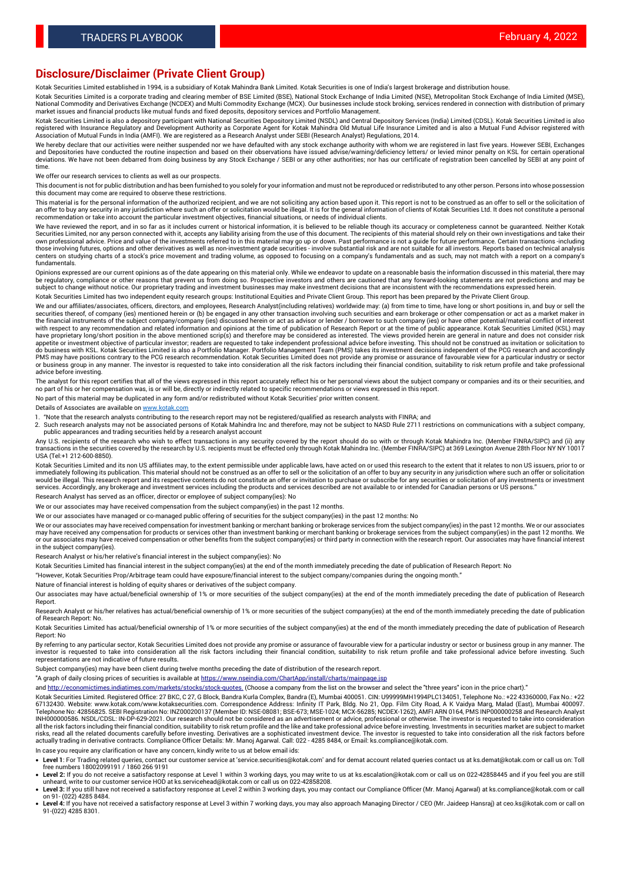# Disclosure/Disclaimer (Private Client Group)

Kotak Securities Limited established in 1994, is a subsidiary of Kotak Mahindra Bank Limited. Kotak Securities is one of India's largest brokerage and distribution house.

Kotak Securities Limited is a corporate trading and clearing member of BSE Limited (BSE), National Stock Exchange of India Limited (NSE), Metropolitan Stock Exchange of India Limited (MSE), National Commodity and Derivatives Exchange (NCDEX) and Multi Commodity Exchange (MCX). Our businesses include stock broking, services rendered in connection with distribution of primary market issues and financial products like mutual funds and fixed deposits, depository services and Portfolio Management.

Kotak Securities Limited is also a depository participant with National Securities Depository Limited (NSDL) and Central Depository Services (India) Limited (CDSL). Kotak Securities Limited is also registered with Insurance Regulatory and Development Authority as Corporate Agent for Kotak Mahindra Old Mutual Life Insurance Limited and is also a Mutual Fund Advisor registered with Association of Mutual Funds in India (AMFI). We are registered as a Research Analyst under SEBI (Research Analyst) Regulations, 2014.

We hereby declare that our activities were neither suspended nor we have defaulted with any stock exchange authority with whom we are registered in last five years. However SEBI, Exchanges and Depositories have conducted the routine inspection and based on their observations have issued advise/warning/deficiency letters/ or levied minor penalty on KSL for certain operational deviations. We have not been debarred from doing business by any Stock Exchange / SEBI or any other authorities; nor has our certificate of registration been cancelled by SEBI at any point of time.

We offer our research services to clients as well as our prospects.

This document is not for public distribution and has been furnished to you solely for your information and must not be reproduced or redistributed to any other person. Persons into whose possession this document may come are required to observe these restrictions.

This material is for the personal information of the authorized recipient, and we are not soliciting any action based upon it. This report is not to be construed as an offer to sell or the solicitation of an offer to buy any security in any jurisdiction where such an offer or solicitation would be illegal. It is for the general information of clients of Kotak Securities Ltd. It does not constitute a personal recommendation or take into account the particular investment objectives, financial situations, or needs of individual clients.

We have reviewed the report, and in so far as it includes current or historical information, it is believed to be reliable though its accuracy or completeness cannot be guaranteed. Neither Kotak Securities Limited, nor any person connected with it, accepts any liability arising from the use of this document. The recipients of this material should rely on their own investigations and take their own professional advice. Price and value of the investments referred to in this material may go up or down. Past performance is not a guide for future performance. Certain transactions -including those involving futures, options and other derivatives as well as non-investment grade securities - involve substantial risk and are not suitable for all investors. Reports based on technical analysis centers on studying charts of a stock's price movement and trading volume, as opposed to focusing on a company's fundamentals and as such, may not match with a report on a company's fundamentals.

Opinions expressed are our current opinions as of the date appearing on this material only. While we endeavor to update on a reasonable basis the information discussed in this material, there may be regulatory, compliance or other reasons that prevent us from doing so. Prospective investors and others are cautioned that any forward-looking statements are not predictions and may be subject to change without notice. Our proprietary trading and investment businesses may make investment decisions that are inconsistent with the recommendations expressed herein.

Kotak Securities Limited has two independent equity research groups: Institutional Equities and Private Client Group. This report has been prepared by the Private Client Group.

We and our affiliates/associates, officers, directors, and employees, Research Analyst(including relatives) worldwide may: (a) from time to time, have long or short positions in, and buy or sell the securities thereof, of company (ies) mentioned herein or (b) be engaged in any other transaction involving such securities and earn brokerage or other compensation or act as a market maker in the financial instruments of the subject company/company (ies) discussed herein or act as advisor or lender / borrower to such company (ies) or have other potential/material conflict of interest with respect to any recommendation and related information and opinions at the time of publication of Research Report or at the time of public appearance. Kotak Securities Limited (KSL) may have proprietary long/short position in the above mentioned scrip(s) and therefore may be considered as interested. The views provided herein are general in nature and does not consider risk appetite or investment objective of particular investor; readers are requested to take independent professional advice before investing. This should not be construed as invitation or solicitation to do business with KSL. Kotak Securities Limited is also a Portfolio Manager. Portfolio Management Team (PMS) takes its investment decisions independent of the PCG research and accordingly PMS may have positions contrary to the PCG research recommendation. Kotak Securities Limited does not provide any promise or assurance of favourable view for a particular industry or sector or business group in any manner. The investor is requested to take into consideration all the risk factors including their financial condition, suitability to risk return profile and take professional advice before investing.

The analyst for this report certifies that all of the views expressed in this report accurately reflect his or her personal views about the subject company or companies and its or their securities, and no part of his or her compensation was, is or will be, directly or indirectly related to specific recommendations or views expressed in this report.

No part of this material may be duplicated in any form and/or redistributed without Kotak Securities' prior written consent.

Details of Associates are available on www.kotak.com

1. "Note that the research analysts contributing to the research report may not be registered/qualified as research analysts with FINRA; and
2. Such research analysts may not be associated persons of Kotak Mahindra Inc and therefore, may not be subject to NASD Rule 2711 restrictions on communications with a subject company, public appearances and trading securities held by a research analyst account

Any U.S. recipients of the research who wish to effect transactions in any security covered by the report should do so with or through Kotak Mahindra Inc. (Member FINRA/SIPC) and (ii) any transactions in the securities covered by the research by U.S. recipients must be effected only through Kotak Mahindra Inc. (Member FINRA/SIPC) at 369 Lexington Avenue 28th Floor NY NY 10017 USA (Tel:+1 212-600-8850).

Kotak Securities Limited and its non US affiliates may, to the extent permissible under applicable laws, have acted on or used this research to the extent that it relates to non US issuers, prior to or immediately following its publication. This material should not be construed as an offer to sell or the solicitation of an offer to buy any security in any jurisdiction where such an offer or solicitation would be illegal. This research report and its respective contents do not constitute an offer or invitation to purchase or subscribe for any securities or solicitation of any investments or investment services. Accordingly, any brokerage and investment services including the products and services described are not available to or intended for Canadian persons or US persons."

Research Analyst has served as an officer, director or employee of subject company(ies): No

We or our associates may have received compensation from the subject company(ies) in the past 12 months.

We or our associates have managed or co-managed public offering of securities for the subject company(ies) in the past 12 months: No

We or our associates may have received compensation for investment banking or merchant banking or brokerage services from the subject company(ies) in the past 12 months. We or our associates may have received any compensation for products or services other than investment banking or merchant banking or brokerage services from the subject company(ies) in the past 12 months. We or our associates may have received compensation or other benefits from the subject company(ies) or third party in connection with the research report. Our associates may have financial interest in the subject company(ies).

Research Analyst or his/her relative's financial interest in the subject company(ies): No

Kotak Securities Limited has financial interest in the subject company(ies) at the end of the month immediately preceding the date of publication of Research Report: No

"However, Kotak Securities Prop/Arbitrage team could have exposure/financial interest to the subject company/companies during the ongoing month."

Nature of financial interest is holding of equity shares or derivatives of the subject company.

Our associates may have actual/beneficial ownership of 1% or more securities of the subject company(ies) at the end of the month immediately preceding the date of publication of Research Report.

Research Analyst or his/her relatives has actual/beneficial ownership of 1% or more securities of the subject company(ies) at the end of the month immediately preceding the date of publication of Research Report: No.

Kotak Securities Limited has actual/beneficial ownership of 1% or more securities of the subject company(ies) at the end of the month immediately preceding the date of publication of Research Report: No

By referring to any particular sector, Kotak Securities Limited does not provide any promise or assurance of favourable view for a particular industry or sector or business group in any manner. The investor is requested to take into consideration all the risk factors including their financial condition, suitability to risk return profile and take professional advice before investing. Such representations are not indicative of future results.

Subject company(ies) may have been client during twelve months preceding the date of distribution of the research report.

"A graph of daily closing prices of securities is available at https://www.nseindia.com/ChartApp/install/charts/mainpage.jsp

and http://economictimes.indiatimes.com/markets/stocks/stock-quotes. (Choose a company from the list on the browser and select the "three years" icon in the price chart)."

Kotak Securities Limited. Registered Office: 27 BKC, C 27, G Block, Bandra Kurla Complex, Bandra (E), Mumbai 400051. CIN: U99999MH1994PLC134051, Telephone No.: +22 43360000, Fax No.: +22 67132430. Website: www.kotak.com/www.kotaksecurities.com. Correspondence Address: Infinity IT Park, Bldg. No 21, Opp. Film City Road, A K Vaidya Marg, Malad (East), Mumbai 400097. Telephone No: 42856825. SEBI Registration No: INZ000200137 (Member ID: NSE-08081; BSE-673; MSE-1024; MCX-56285; NCDEX-1262), AMFI ARN 0164, PMS INP000000258 and Research Analyst INH000000586. NSDL/CDSL: IN-DP-629-2021. Our research should not be considered as an advertisement or advice, professional or otherwise. The investor is requested to take into consideration all the risk factors including their financial condition, suitability to risk return profile and the like and take professional advice before investing. Investments in securities market are subject to market risks, read all the related documents carefully before investing. Derivatives are a sophisticated investment device. The investor is requested to take into consideration all the risk factors before actually trading in derivative contracts. Compliance Officer Details: Mr. Manoj Agarwal. Call: 022 - 4285 8484, or Email: ks.compliance@kotak.com.

In case you require any clarification or have any concern, kindly write to us at below email ids:

- **Level 1**: For Trading related queries, contact our customer service at 'service.securities@kotak.com' and for demat account related queries contact us at ks.demat@kotak.com or call us on: Toll free numbers 18002099191 / 1860 266 9191
- **Level 2:** If you do not receive a satisfactory response at Level 1 within 3 working days, you may write to us at ks.escalation@kotak.com or call us on 022-42858445 and if you feel you are still unheard, write to our customer service HOD at ks.servicehead@kotak.com or call us on 022-42858208.
- **Level 3:** If you still have not received a satisfactory response at Level 2 within 3 working days, you may contact our Compliance Officer (Mr. Manoj Agarwal) at ks.compliance@kotak.com or call on 91- (022) 4285 8484.
- **Level 4:** If you have not received a satisfactory response at Level 3 within 7 working days, you may also approach Managing Director / CEO (Mr. Jaideep Hansraj) at ceo.ks@kotak.com or call on 91-(022) 4285 8301.